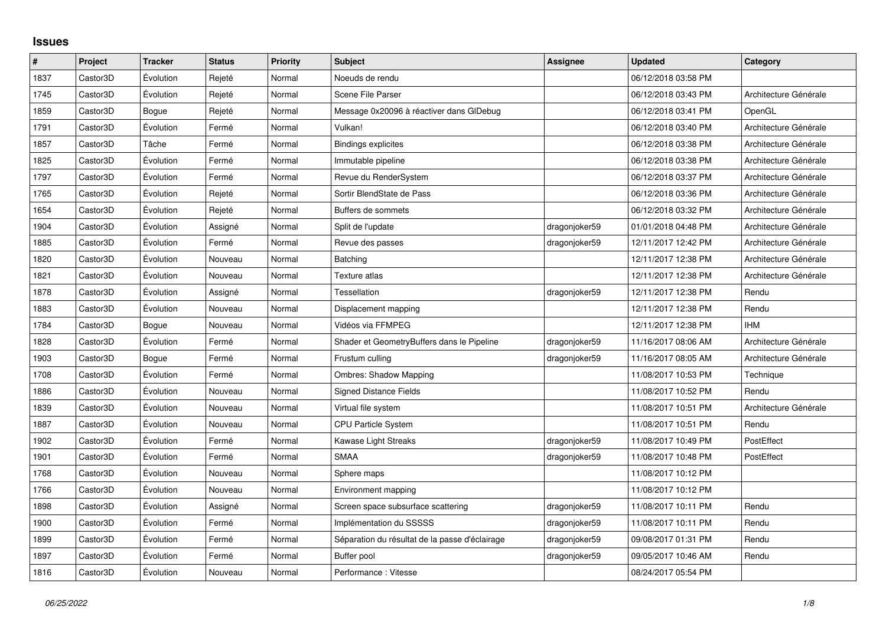## Issues

| # | Project | Tracker | Status | Priority | Subject | Assignee | Updated | Category |
|---|---|---|---|---|---|---|---|---|
| 1837 | Castor3D | Évolution | Rejeté | Normal | Noeuds de rendu | | 06/12/2018 03:58 PM | |
| 1745 | Castor3D | Évolution | Rejeté | Normal | Scene File Parser | | 06/12/2018 03:43 PM | Architecture Générale |
| 1859 | Castor3D | Bogue | Rejeté | Normal | Message 0x20096 à réactiver dans GlDebug | | 06/12/2018 03:41 PM | OpenGL |
| 1791 | Castor3D | Évolution | Fermé | Normal | Vulkan! | | 06/12/2018 03:40 PM | Architecture Générale |
| 1857 | Castor3D | Tâche | Fermé | Normal | Bindings explicites | | 06/12/2018 03:38 PM | Architecture Générale |
| 1825 | Castor3D | Évolution | Fermé | Normal | Immutable pipeline | | 06/12/2018 03:38 PM | Architecture Générale |
| 1797 | Castor3D | Évolution | Fermé | Normal | Revue du RenderSystem | | 06/12/2018 03:37 PM | Architecture Générale |
| 1765 | Castor3D | Évolution | Rejeté | Normal | Sortir BlendState de Pass | | 06/12/2018 03:36 PM | Architecture Générale |
| 1654 | Castor3D | Évolution | Rejeté | Normal | Buffers de sommets | | 06/12/2018 03:32 PM | Architecture Générale |
| 1904 | Castor3D | Évolution | Assigné | Normal | Split de l'update | dragonjoker59 | 01/01/2018 04:48 PM | Architecture Générale |
| 1885 | Castor3D | Évolution | Fermé | Normal | Revue des passes | dragonjoker59 | 12/11/2017 12:42 PM | Architecture Générale |
| 1820 | Castor3D | Évolution | Nouveau | Normal | Batching | | 12/11/2017 12:38 PM | Architecture Générale |
| 1821 | Castor3D | Évolution | Nouveau | Normal | Texture atlas | | 12/11/2017 12:38 PM | Architecture Générale |
| 1878 | Castor3D | Évolution | Assigné | Normal | Tessellation | dragonjoker59 | 12/11/2017 12:38 PM | Rendu |
| 1883 | Castor3D | Évolution | Nouveau | Normal | Displacement mapping | | 12/11/2017 12:38 PM | Rendu |
| 1784 | Castor3D | Bogue | Nouveau | Normal | Vidéos via FFMPEG | | 12/11/2017 12:38 PM | IHM |
| 1828 | Castor3D | Évolution | Fermé | Normal | Shader et GeometryBuffers dans le Pipeline | dragonjoker59 | 11/16/2017 08:06 AM | Architecture Générale |
| 1903 | Castor3D | Bogue | Fermé | Normal | Frustum culling | dragonjoker59 | 11/16/2017 08:05 AM | Architecture Générale |
| 1708 | Castor3D | Évolution | Fermé | Normal | Ombres: Shadow Mapping | | 11/08/2017 10:53 PM | Technique |
| 1886 | Castor3D | Évolution | Nouveau | Normal | Signed Distance Fields | | 11/08/2017 10:52 PM | Rendu |
| 1839 | Castor3D | Évolution | Nouveau | Normal | Virtual file system | | 11/08/2017 10:51 PM | Architecture Générale |
| 1887 | Castor3D | Évolution | Nouveau | Normal | CPU Particle System | | 11/08/2017 10:51 PM | Rendu |
| 1902 | Castor3D | Évolution | Fermé | Normal | Kawase Light Streaks | dragonjoker59 | 11/08/2017 10:49 PM | PostEffect |
| 1901 | Castor3D | Évolution | Fermé | Normal | SMAA | dragonjoker59 | 11/08/2017 10:48 PM | PostEffect |
| 1768 | Castor3D | Évolution | Nouveau | Normal | Sphere maps | | 11/08/2017 10:12 PM | |
| 1766 | Castor3D | Évolution | Nouveau | Normal | Environment mapping | | 11/08/2017 10:12 PM | |
| 1898 | Castor3D | Évolution | Assigné | Normal | Screen space subsurface scattering | dragonjoker59 | 11/08/2017 10:11 PM | Rendu |
| 1900 | Castor3D | Évolution | Fermé | Normal | Implémentation du SSSSS | dragonjoker59 | 11/08/2017 10:11 PM | Rendu |
| 1899 | Castor3D | Évolution | Fermé | Normal | Séparation du résultat de la passe d'éclairage | dragonjoker59 | 09/08/2017 01:31 PM | Rendu |
| 1897 | Castor3D | Évolution | Fermé | Normal | Buffer pool | dragonjoker59 | 09/05/2017 10:46 AM | Rendu |
| 1816 | Castor3D | Évolution | Nouveau | Normal | Performance : Vitesse | | 08/24/2017 05:54 PM | |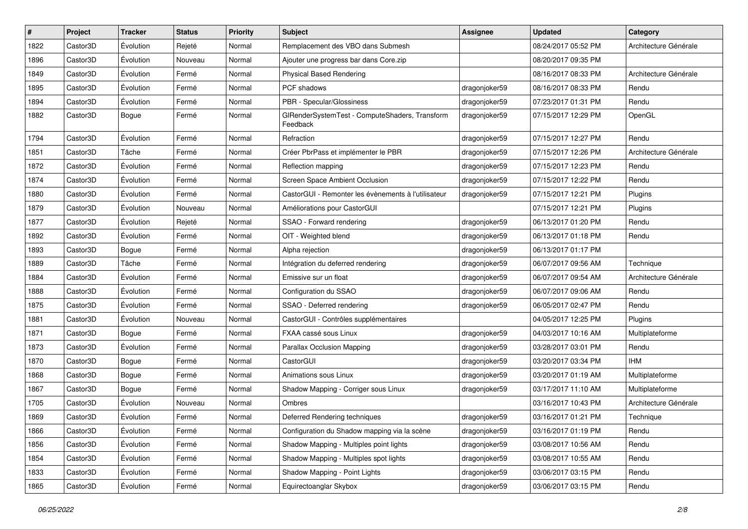| # | Project | Tracker | Status | Priority | Subject | Assignee | Updated | Category |
|---|---|---|---|---|---|---|---|---|
| 1822 | Castor3D | Évolution | Rejeté | Normal | Remplacement des VBO dans Submesh | | 08/24/2017 05:52 PM | Architecture Générale |
| 1896 | Castor3D | Évolution | Nouveau | Normal | Ajouter une progress bar dans Core.zip | | 08/20/2017 09:35 PM | |
| 1849 | Castor3D | Évolution | Fermé | Normal | Physical Based Rendering | | 08/16/2017 08:33 PM | Architecture Générale |
| 1895 | Castor3D | Évolution | Fermé | Normal | PCF shadows | dragonjoker59 | 08/16/2017 08:33 PM | Rendu |
| 1894 | Castor3D | Évolution | Fermé | Normal | PBR - Specular/Glossiness | dragonjoker59 | 07/23/2017 01:31 PM | Rendu |
| 1882 | Castor3D | Bogue | Fermé | Normal | GlRenderSystemTest - ComputeShaders, Transform Feedback | dragonjoker59 | 07/15/2017 12:29 PM | OpenGL |
| 1794 | Castor3D | Évolution | Fermé | Normal | Refraction | dragonjoker59 | 07/15/2017 12:27 PM | Rendu |
| 1851 | Castor3D | Tâche | Fermé | Normal | Créer PbrPass et implémenter le PBR | dragonjoker59 | 07/15/2017 12:26 PM | Architecture Générale |
| 1872 | Castor3D | Évolution | Fermé | Normal | Reflection mapping | dragonjoker59 | 07/15/2017 12:23 PM | Rendu |
| 1874 | Castor3D | Évolution | Fermé | Normal | Screen Space Ambient Occlusion | dragonjoker59 | 07/15/2017 12:22 PM | Rendu |
| 1880 | Castor3D | Évolution | Fermé | Normal | CastorGUI - Remonter les évènements à l'utilisateur | dragonjoker59 | 07/15/2017 12:21 PM | Plugins |
| 1879 | Castor3D | Évolution | Nouveau | Normal | Améliorations pour CastorGUI | | 07/15/2017 12:21 PM | Plugins |
| 1877 | Castor3D | Évolution | Rejeté | Normal | SSAO - Forward rendering | dragonjoker59 | 06/13/2017 01:20 PM | Rendu |
| 1892 | Castor3D | Évolution | Fermé | Normal | OIT - Weighted blend | dragonjoker59 | 06/13/2017 01:18 PM | Rendu |
| 1893 | Castor3D | Bogue | Fermé | Normal | Alpha rejection | dragonjoker59 | 06/13/2017 01:17 PM | |
| 1889 | Castor3D | Tâche | Fermé | Normal | Intégration du deferred rendering | dragonjoker59 | 06/07/2017 09:56 AM | Technique |
| 1884 | Castor3D | Évolution | Fermé | Normal | Emissive sur un float | dragonjoker59 | 06/07/2017 09:54 AM | Architecture Générale |
| 1888 | Castor3D | Évolution | Fermé | Normal | Configuration du SSAO | dragonjoker59 | 06/07/2017 09:06 AM | Rendu |
| 1875 | Castor3D | Évolution | Fermé | Normal | SSAO - Deferred rendering | dragonjoker59 | 06/05/2017 02:47 PM | Rendu |
| 1881 | Castor3D | Évolution | Nouveau | Normal | CastorGUI - Contrôles supplémentaires | | 04/05/2017 12:25 PM | Plugins |
| 1871 | Castor3D | Bogue | Fermé | Normal | FXAA cassé sous Linux | dragonjoker59 | 04/03/2017 10:16 AM | Multiplateforme |
| 1873 | Castor3D | Évolution | Fermé | Normal | Parallax Occlusion Mapping | dragonjoker59 | 03/28/2017 03:01 PM | Rendu |
| 1870 | Castor3D | Bogue | Fermé | Normal | CastorGUI | dragonjoker59 | 03/20/2017 03:34 PM | IHM |
| 1868 | Castor3D | Bogue | Fermé | Normal | Animations sous Linux | dragonjoker59 | 03/20/2017 01:19 AM | Multiplateforme |
| 1867 | Castor3D | Bogue | Fermé | Normal | Shadow Mapping - Corriger sous Linux | dragonjoker59 | 03/17/2017 11:10 AM | Multiplateforme |
| 1705 | Castor3D | Évolution | Nouveau | Normal | Ombres | | 03/16/2017 10:43 PM | Architecture Générale |
| 1869 | Castor3D | Évolution | Fermé | Normal | Deferred Rendering techniques | dragonjoker59 | 03/16/2017 01:21 PM | Technique |
| 1866 | Castor3D | Évolution | Fermé | Normal | Configuration du Shadow mapping via la scène | dragonjoker59 | 03/16/2017 01:19 PM | Rendu |
| 1856 | Castor3D | Évolution | Fermé | Normal | Shadow Mapping - Multiples point lights | dragonjoker59 | 03/08/2017 10:56 AM | Rendu |
| 1854 | Castor3D | Évolution | Fermé | Normal | Shadow Mapping - Multiples spot lights | dragonjoker59 | 03/08/2017 10:55 AM | Rendu |
| 1833 | Castor3D | Évolution | Fermé | Normal | Shadow Mapping - Point Lights | dragonjoker59 | 03/06/2017 03:15 PM | Rendu |
| 1865 | Castor3D | Évolution | Fermé | Normal | Equirectoanglar Skybox | dragonjoker59 | 03/06/2017 03:15 PM | Rendu |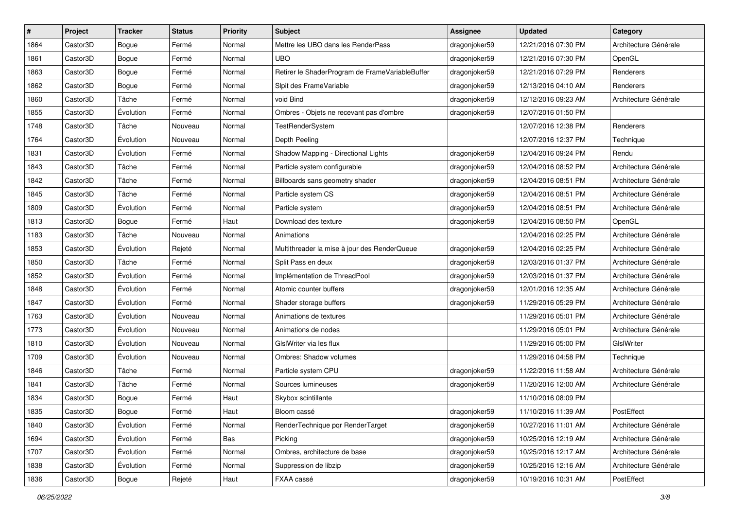| # | Project | Tracker | Status | Priority | Subject | Assignee | Updated | Category |
|---|---|---|---|---|---|---|---|---|
| 1864 | Castor3D | Bogue | Fermé | Normal | Mettre les UBO dans les RenderPass | dragonjoker59 | 12/21/2016 07:30 PM | Architecture Générale |
| 1861 | Castor3D | Bogue | Fermé | Normal | UBO | dragonjoker59 | 12/21/2016 07:30 PM | OpenGL |
| 1863 | Castor3D | Bogue | Fermé | Normal | Retirer le ShaderProgram de FrameVariableBuffer | dragonjoker59 | 12/21/2016 07:29 PM | Renderers |
| 1862 | Castor3D | Bogue | Fermé | Normal | Slpit des FrameVariable | dragonjoker59 | 12/13/2016 04:10 AM | Renderers |
| 1860 | Castor3D | Tâche | Fermé | Normal | void Bind | dragonjoker59 | 12/12/2016 09:23 AM | Architecture Générale |
| 1855 | Castor3D | Évolution | Fermé | Normal | Ombres - Objets ne recevant pas d'ombre | dragonjoker59 | 12/07/2016 01:50 PM | |
| 1748 | Castor3D | Tâche | Nouveau | Normal | TestRenderSystem | | 12/07/2016 12:38 PM | Renderers |
| 1764 | Castor3D | Évolution | Nouveau | Normal | Depth Peeling | | 12/07/2016 12:37 PM | Technique |
| 1831 | Castor3D | Évolution | Fermé | Normal | Shadow Mapping - Directional Lights | dragonjoker59 | 12/04/2016 09:24 PM | Rendu |
| 1843 | Castor3D | Tâche | Fermé | Normal | Particle system configurable | dragonjoker59 | 12/04/2016 08:52 PM | Architecture Générale |
| 1842 | Castor3D | Tâche | Fermé | Normal | Billboards sans geometry shader | dragonjoker59 | 12/04/2016 08:51 PM | Architecture Générale |
| 1845 | Castor3D | Tâche | Fermé | Normal | Particle system CS | dragonjoker59 | 12/04/2016 08:51 PM | Architecture Générale |
| 1809 | Castor3D | Évolution | Fermé | Normal | Particle system | dragonjoker59 | 12/04/2016 08:51 PM | Architecture Générale |
| 1813 | Castor3D | Bogue | Fermé | Haut | Download des texture | dragonjoker59 | 12/04/2016 08:50 PM | OpenGL |
| 1183 | Castor3D | Tâche | Nouveau | Normal | Animations | | 12/04/2016 02:25 PM | Architecture Générale |
| 1853 | Castor3D | Évolution | Rejeté | Normal | Multithreader la mise à jour des RenderQueue | dragonjoker59 | 12/04/2016 02:25 PM | Architecture Générale |
| 1850 | Castor3D | Tâche | Fermé | Normal | Split Pass en deux | dragonjoker59 | 12/03/2016 01:37 PM | Architecture Générale |
| 1852 | Castor3D | Évolution | Fermé | Normal | Implémentation de ThreadPool | dragonjoker59 | 12/03/2016 01:37 PM | Architecture Générale |
| 1848 | Castor3D | Évolution | Fermé | Normal | Atomic counter buffers | dragonjoker59 | 12/01/2016 12:35 AM | Architecture Générale |
| 1847 | Castor3D | Évolution | Fermé | Normal | Shader storage buffers | dragonjoker59 | 11/29/2016 05:29 PM | Architecture Générale |
| 1763 | Castor3D | Évolution | Nouveau | Normal | Animations de textures | | 11/29/2016 05:01 PM | Architecture Générale |
| 1773 | Castor3D | Évolution | Nouveau | Normal | Animations de nodes | | 11/29/2016 05:01 PM | Architecture Générale |
| 1810 | Castor3D | Évolution | Nouveau | Normal | GlslWriter via les flux | | 11/29/2016 05:00 PM | GlslWriter |
| 1709 | Castor3D | Évolution | Nouveau | Normal | Ombres: Shadow volumes | | 11/29/2016 04:58 PM | Technique |
| 1846 | Castor3D | Tâche | Fermé | Normal | Particle system CPU | dragonjoker59 | 11/22/2016 11:58 AM | Architecture Générale |
| 1841 | Castor3D | Tâche | Fermé | Normal | Sources lumineuses | dragonjoker59 | 11/20/2016 12:00 AM | Architecture Générale |
| 1834 | Castor3D | Bogue | Fermé | Haut | Skybox scintillante | | 11/10/2016 08:09 PM | |
| 1835 | Castor3D | Bogue | Fermé | Haut | Bloom cassé | dragonjoker59 | 11/10/2016 11:39 AM | PostEffect |
| 1840 | Castor3D | Évolution | Fermé | Normal | RenderTechnique pqr RenderTarget | dragonjoker59 | 10/27/2016 11:01 AM | Architecture Générale |
| 1694 | Castor3D | Évolution | Fermé | Bas | Picking | dragonjoker59 | 10/25/2016 12:19 AM | Architecture Générale |
| 1707 | Castor3D | Évolution | Fermé | Normal | Ombres, architecture de base | dragonjoker59 | 10/25/2016 12:17 AM | Architecture Générale |
| 1838 | Castor3D | Évolution | Fermé | Normal | Suppression de libzip | dragonjoker59 | 10/25/2016 12:16 AM | Architecture Générale |
| 1836 | Castor3D | Bogue | Rejeté | Haut | FXAA cassé | dragonjoker59 | 10/19/2016 10:31 AM | PostEffect |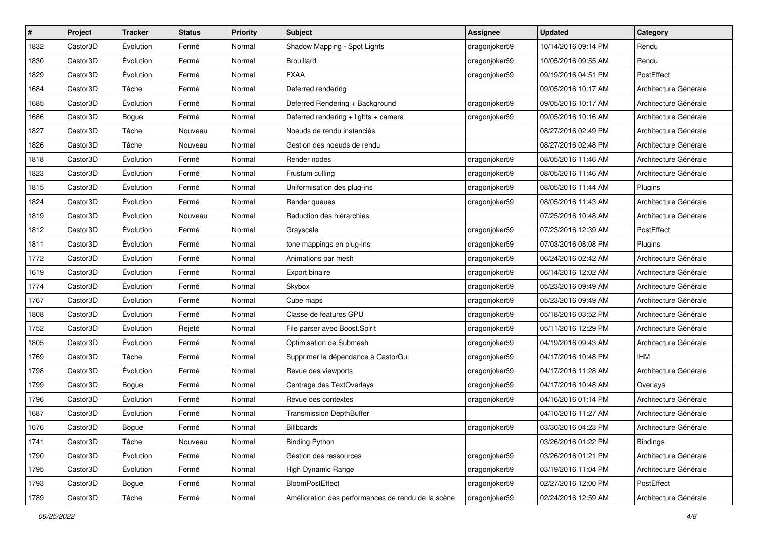| # | Project | Tracker | Status | Priority | Subject | Assignee | Updated | Category |
|---|---|---|---|---|---|---|---|---|
| 1832 | Castor3D | Évolution | Fermé | Normal | Shadow Mapping - Spot Lights | dragonjoker59 | 10/14/2016 09:14 PM | Rendu |
| 1830 | Castor3D | Évolution | Fermé | Normal | Brouillard | dragonjoker59 | 10/05/2016 09:55 AM | Rendu |
| 1829 | Castor3D | Évolution | Fermé | Normal | FXAA | dragonjoker59 | 09/19/2016 04:51 PM | PostEffect |
| 1684 | Castor3D | Tâche | Fermé | Normal | Deferred rendering | | 09/05/2016 10:17 AM | Architecture Générale |
| 1685 | Castor3D | Évolution | Fermé | Normal | Deferred Rendering + Background | dragonjoker59 | 09/05/2016 10:17 AM | Architecture Générale |
| 1686 | Castor3D | Bogue | Fermé | Normal | Deferred rendering + lights + camera | dragonjoker59 | 09/05/2016 10:16 AM | Architecture Générale |
| 1827 | Castor3D | Tâche | Nouveau | Normal | Noeuds de rendu instanciés | | 08/27/2016 02:49 PM | Architecture Générale |
| 1826 | Castor3D | Tâche | Nouveau | Normal | Gestion des noeuds de rendu | | 08/27/2016 02:48 PM | Architecture Générale |
| 1818 | Castor3D | Évolution | Fermé | Normal | Render nodes | dragonjoker59 | 08/05/2016 11:46 AM | Architecture Générale |
| 1823 | Castor3D | Évolution | Fermé | Normal | Frustum culling | dragonjoker59 | 08/05/2016 11:46 AM | Architecture Générale |
| 1815 | Castor3D | Évolution | Fermé | Normal | Uniformisation des plug-ins | dragonjoker59 | 08/05/2016 11:44 AM | Plugins |
| 1824 | Castor3D | Évolution | Fermé | Normal | Render queues | dragonjoker59 | 08/05/2016 11:43 AM | Architecture Générale |
| 1819 | Castor3D | Évolution | Nouveau | Normal | Reduction des hiérarchies | | 07/25/2016 10:48 AM | Architecture Générale |
| 1812 | Castor3D | Évolution | Fermé | Normal | Grayscale | dragonjoker59 | 07/23/2016 12:39 AM | PostEffect |
| 1811 | Castor3D | Évolution | Fermé | Normal | tone mappings en plug-ins | dragonjoker59 | 07/03/2016 08:08 PM | Plugins |
| 1772 | Castor3D | Évolution | Fermé | Normal | Animations par mesh | dragonjoker59 | 06/24/2016 02:42 AM | Architecture Générale |
| 1619 | Castor3D | Évolution | Fermé | Normal | Export binaire | dragonjoker59 | 06/14/2016 12:02 AM | Architecture Générale |
| 1774 | Castor3D | Évolution | Fermé | Normal | Skybox | dragonjoker59 | 05/23/2016 09:49 AM | Architecture Générale |
| 1767 | Castor3D | Évolution | Fermé | Normal | Cube maps | dragonjoker59 | 05/23/2016 09:49 AM | Architecture Générale |
| 1808 | Castor3D | Évolution | Fermé | Normal | Classe de features GPU | dragonjoker59 | 05/18/2016 03:52 PM | Architecture Générale |
| 1752 | Castor3D | Évolution | Rejeté | Normal | File parser avec Boost.Spirit | dragonjoker59 | 05/11/2016 12:29 PM | Architecture Générale |
| 1805 | Castor3D | Évolution | Fermé | Normal | Optimisation de Submesh | dragonjoker59 | 04/19/2016 09:43 AM | Architecture Générale |
| 1769 | Castor3D | Tâche | Fermé | Normal | Supprimer la dépendance à CastorGui | dragonjoker59 | 04/17/2016 10:48 PM | IHM |
| 1798 | Castor3D | Évolution | Fermé | Normal | Revue des viewports | dragonjoker59 | 04/17/2016 11:28 AM | Architecture Générale |
| 1799 | Castor3D | Bogue | Fermé | Normal | Centrage des TextOverlays | dragonjoker59 | 04/17/2016 10:48 AM | Overlays |
| 1796 | Castor3D | Évolution | Fermé | Normal | Revue des contextes | dragonjoker59 | 04/16/2016 01:14 PM | Architecture Générale |
| 1687 | Castor3D | Évolution | Fermé | Normal | Transmission DepthBuffer | | 04/10/2016 11:27 AM | Architecture Générale |
| 1676 | Castor3D | Bogue | Fermé | Normal | Billboards | dragonjoker59 | 03/30/2016 04:23 PM | Architecture Générale |
| 1741 | Castor3D | Tâche | Nouveau | Normal | Binding Python | | 03/26/2016 01:22 PM | Bindings |
| 1790 | Castor3D | Évolution | Fermé | Normal | Gestion des ressources | dragonjoker59 | 03/26/2016 01:21 PM | Architecture Générale |
| 1795 | Castor3D | Évolution | Fermé | Normal | High Dynamic Range | dragonjoker59 | 03/19/2016 11:04 PM | Architecture Générale |
| 1793 | Castor3D | Bogue | Fermé | Normal | BloomPostEffect | dragonjoker59 | 02/27/2016 12:00 PM | PostEffect |
| 1789 | Castor3D | Tâche | Fermé | Normal | Amélioration des performances de rendu de la scène | dragonjoker59 | 02/24/2016 12:59 AM | Architecture Générale |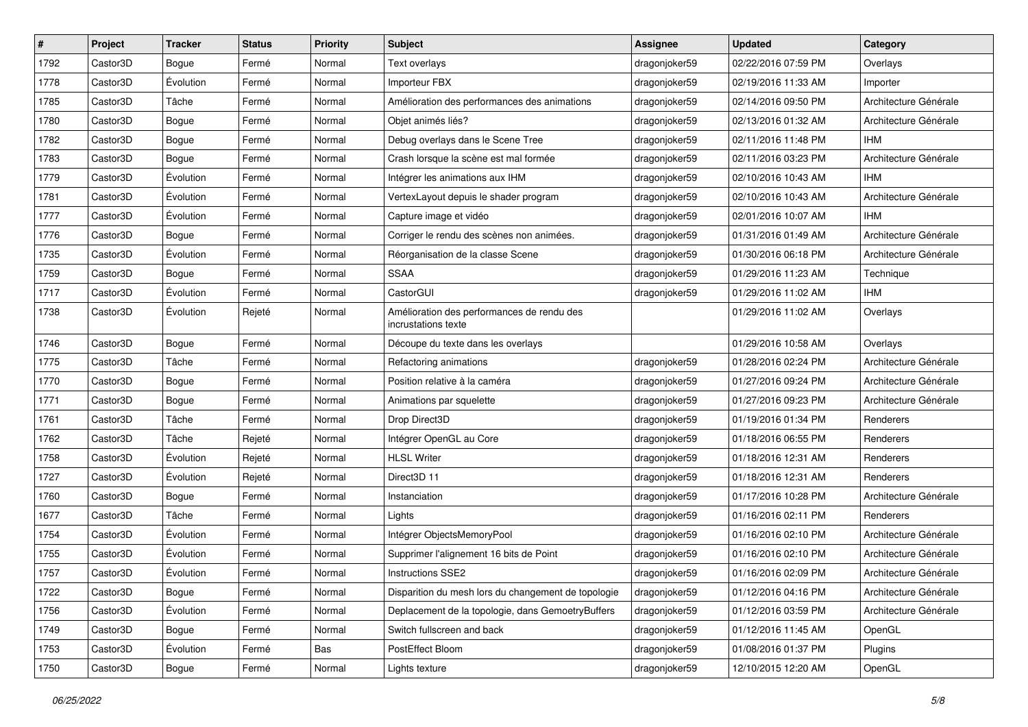| # | Project | Tracker | Status | Priority | Subject | Assignee | Updated | Category |
|---|---|---|---|---|---|---|---|---|
| 1792 | Castor3D | Bogue | Fermé | Normal | Text overlays | dragonjoker59 | 02/22/2016 07:59 PM | Overlays |
| 1778 | Castor3D | Évolution | Fermé | Normal | Importeur FBX | dragonjoker59 | 02/19/2016 11:33 AM | Importer |
| 1785 | Castor3D | Tâche | Fermé | Normal | Amélioration des performances des animations | dragonjoker59 | 02/14/2016 09:50 PM | Architecture Générale |
| 1780 | Castor3D | Bogue | Fermé | Normal | Objet animés liés? | dragonjoker59 | 02/13/2016 01:32 AM | Architecture Générale |
| 1782 | Castor3D | Bogue | Fermé | Normal | Debug overlays dans le Scene Tree | dragonjoker59 | 02/11/2016 11:48 PM | IHM |
| 1783 | Castor3D | Bogue | Fermé | Normal | Crash lorsque la scène est mal formée | dragonjoker59 | 02/11/2016 03:23 PM | Architecture Générale |
| 1779 | Castor3D | Évolution | Fermé | Normal | Intégrer les animations aux IHM | dragonjoker59 | 02/10/2016 10:43 AM | IHM |
| 1781 | Castor3D | Évolution | Fermé | Normal | VertexLayout depuis le shader program | dragonjoker59 | 02/10/2016 10:43 AM | Architecture Générale |
| 1777 | Castor3D | Évolution | Fermé | Normal | Capture image et vidéo | dragonjoker59 | 02/01/2016 10:07 AM | IHM |
| 1776 | Castor3D | Bogue | Fermé | Normal | Corriger le rendu des scènes non animées. | dragonjoker59 | 01/31/2016 01:49 AM | Architecture Générale |
| 1735 | Castor3D | Évolution | Fermé | Normal | Réorganisation de la classe Scene | dragonjoker59 | 01/30/2016 06:18 PM | Architecture Générale |
| 1759 | Castor3D | Bogue | Fermé | Normal | SSAA | dragonjoker59 | 01/29/2016 11:23 AM | Technique |
| 1717 | Castor3D | Évolution | Fermé | Normal | CastorGUI | dragonjoker59 | 01/29/2016 11:02 AM | IHM |
| 1738 | Castor3D | Évolution | Rejeté | Normal | Amélioration des performances de rendu des incrustations texte | | 01/29/2016 11:02 AM | Overlays |
| 1746 | Castor3D | Bogue | Fermé | Normal | Découpe du texte dans les overlays | | 01/29/2016 10:58 AM | Overlays |
| 1775 | Castor3D | Tâche | Fermé | Normal | Refactoring animations | dragonjoker59 | 01/28/2016 02:24 PM | Architecture Générale |
| 1770 | Castor3D | Bogue | Fermé | Normal | Position relative à la caméra | dragonjoker59 | 01/27/2016 09:24 PM | Architecture Générale |
| 1771 | Castor3D | Bogue | Fermé | Normal | Animations par squelette | dragonjoker59 | 01/27/2016 09:23 PM | Architecture Générale |
| 1761 | Castor3D | Tâche | Fermé | Normal | Drop Direct3D | dragonjoker59 | 01/19/2016 01:34 PM | Renderers |
| 1762 | Castor3D | Tâche | Rejeté | Normal | Intégrer OpenGL au Core | dragonjoker59 | 01/18/2016 06:55 PM | Renderers |
| 1758 | Castor3D | Évolution | Rejeté | Normal | HLSL Writer | dragonjoker59 | 01/18/2016 12:31 AM | Renderers |
| 1727 | Castor3D | Évolution | Rejeté | Normal | Direct3D 11 | dragonjoker59 | 01/18/2016 12:31 AM | Renderers |
| 1760 | Castor3D | Bogue | Fermé | Normal | Instanciation | dragonjoker59 | 01/17/2016 10:28 PM | Architecture Générale |
| 1677 | Castor3D | Tâche | Fermé | Normal | Lights | dragonjoker59 | 01/16/2016 02:11 PM | Renderers |
| 1754 | Castor3D | Évolution | Fermé | Normal | Intégrer ObjectsMemoryPool | dragonjoker59 | 01/16/2016 02:10 PM | Architecture Générale |
| 1755 | Castor3D | Évolution | Fermé | Normal | Supprimer l'alignement 16 bits de Point | dragonjoker59 | 01/16/2016 02:10 PM | Architecture Générale |
| 1757 | Castor3D | Évolution | Fermé | Normal | Instructions SSE2 | dragonjoker59 | 01/16/2016 02:09 PM | Architecture Générale |
| 1722 | Castor3D | Bogue | Fermé | Normal | Disparition du mesh lors du changement de topologie | dragonjoker59 | 01/12/2016 04:16 PM | Architecture Générale |
| 1756 | Castor3D | Évolution | Fermé | Normal | Deplacement de la topologie, dans GemoetryBuffers | dragonjoker59 | 01/12/2016 03:59 PM | Architecture Générale |
| 1749 | Castor3D | Bogue | Fermé | Normal | Switch fullscreen and back | dragonjoker59 | 01/12/2016 11:45 AM | OpenGL |
| 1753 | Castor3D | Évolution | Fermé | Bas | PostEffect Bloom | dragonjoker59 | 01/08/2016 01:37 PM | Plugins |
| 1750 | Castor3D | Bogue | Fermé | Normal | Lights texture | dragonjoker59 | 12/10/2015 12:20 AM | OpenGL |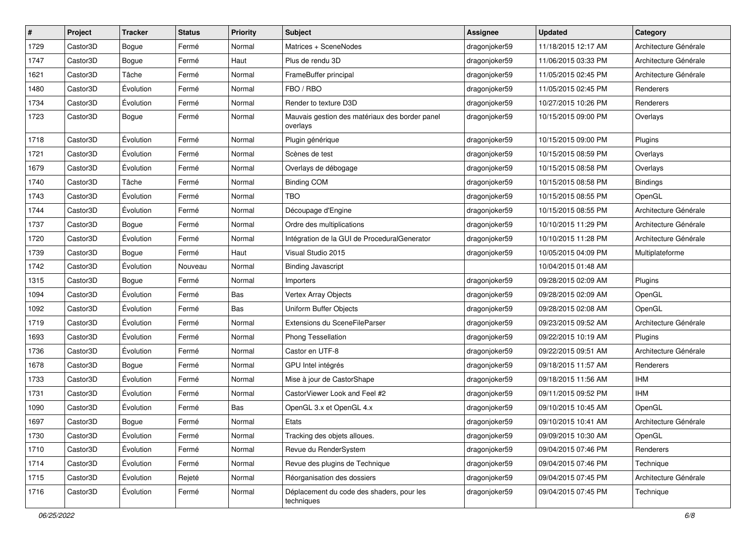| # | Project | Tracker | Status | Priority | Subject | Assignee | Updated | Category |
|---|---|---|---|---|---|---|---|---|
| 1729 | Castor3D | Bogue | Fermé | Normal | Matrices + SceneNodes | dragonjoker59 | 11/18/2015 12:17 AM | Architecture Générale |
| 1747 | Castor3D | Bogue | Fermé | Haut | Plus de rendu 3D | dragonjoker59 | 11/06/2015 03:33 PM | Architecture Générale |
| 1621 | Castor3D | Tâche | Fermé | Normal | FrameBuffer principal | dragonjoker59 | 11/05/2015 02:45 PM | Architecture Générale |
| 1480 | Castor3D | Évolution | Fermé | Normal | FBO / RBO | dragonjoker59 | 11/05/2015 02:45 PM | Renderers |
| 1734 | Castor3D | Évolution | Fermé | Normal | Render to texture D3D | dragonjoker59 | 10/27/2015 10:26 PM | Renderers |
| 1723 | Castor3D | Bogue | Fermé | Normal | Mauvais gestion des matériaux des border panel overlays | dragonjoker59 | 10/15/2015 09:00 PM | Overlays |
| 1718 | Castor3D | Évolution | Fermé | Normal | Plugin générique | dragonjoker59 | 10/15/2015 09:00 PM | Plugins |
| 1721 | Castor3D | Évolution | Fermé | Normal | Scènes de test | dragonjoker59 | 10/15/2015 08:59 PM | Overlays |
| 1679 | Castor3D | Évolution | Fermé | Normal | Overlays de débogage | dragonjoker59 | 10/15/2015 08:58 PM | Overlays |
| 1740 | Castor3D | Tâche | Fermé | Normal | Binding COM | dragonjoker59 | 10/15/2015 08:58 PM | Bindings |
| 1743 | Castor3D | Évolution | Fermé | Normal | TBO | dragonjoker59 | 10/15/2015 08:55 PM | OpenGL |
| 1744 | Castor3D | Évolution | Fermé | Normal | Découpage d'Engine | dragonjoker59 | 10/15/2015 08:55 PM | Architecture Générale |
| 1737 | Castor3D | Bogue | Fermé | Normal | Ordre des multiplications | dragonjoker59 | 10/10/2015 11:29 PM | Architecture Générale |
| 1720 | Castor3D | Évolution | Fermé | Normal | Intégration de la GUI de ProceduralGenerator | dragonjoker59 | 10/10/2015 11:28 PM | Architecture Générale |
| 1739 | Castor3D | Bogue | Fermé | Haut | Visual Studio 2015 | dragonjoker59 | 10/05/2015 04:09 PM | Multiplateforme |
| 1742 | Castor3D | Évolution | Nouveau | Normal | Binding Javascript | | 10/04/2015 01:48 AM | |
| 1315 | Castor3D | Bogue | Fermé | Normal | Importers | dragonjoker59 | 09/28/2015 02:09 AM | Plugins |
| 1094 | Castor3D | Évolution | Fermé | Bas | Vertex Array Objects | dragonjoker59 | 09/28/2015 02:09 AM | OpenGL |
| 1092 | Castor3D | Évolution | Fermé | Bas | Uniform Buffer Objects | dragonjoker59 | 09/28/2015 02:08 AM | OpenGL |
| 1719 | Castor3D | Évolution | Fermé | Normal | Extensions du SceneFileParser | dragonjoker59 | 09/23/2015 09:52 AM | Architecture Générale |
| 1693 | Castor3D | Évolution | Fermé | Normal | Phong Tessellation | dragonjoker59 | 09/22/2015 10:19 AM | Plugins |
| 1736 | Castor3D | Évolution | Fermé | Normal | Castor en UTF-8 | dragonjoker59 | 09/22/2015 09:51 AM | Architecture Générale |
| 1678 | Castor3D | Bogue | Fermé | Normal | GPU Intel intégrés | dragonjoker59 | 09/18/2015 11:57 AM | Renderers |
| 1733 | Castor3D | Évolution | Fermé | Normal | Mise à jour de CastorShape | dragonjoker59 | 09/18/2015 11:56 AM | IHM |
| 1731 | Castor3D | Évolution | Fermé | Normal | CastorViewer Look and Feel #2 | dragonjoker59 | 09/11/2015 09:52 PM | IHM |
| 1090 | Castor3D | Évolution | Fermé | Bas | OpenGL 3.x et OpenGL 4.x | dragonjoker59 | 09/10/2015 10:45 AM | OpenGL |
| 1697 | Castor3D | Bogue | Fermé | Normal | Etats | dragonjoker59 | 09/10/2015 10:41 AM | Architecture Générale |
| 1730 | Castor3D | Évolution | Fermé | Normal | Tracking des objets alloues. | dragonjoker59 | 09/09/2015 10:30 AM | OpenGL |
| 1710 | Castor3D | Évolution | Fermé | Normal | Revue du RenderSystem | dragonjoker59 | 09/04/2015 07:46 PM | Renderers |
| 1714 | Castor3D | Évolution | Fermé | Normal | Revue des plugins de Technique | dragonjoker59 | 09/04/2015 07:46 PM | Technique |
| 1715 | Castor3D | Évolution | Rejeté | Normal | Réorganisation des dossiers | dragonjoker59 | 09/04/2015 07:45 PM | Architecture Générale |
| 1716 | Castor3D | Évolution | Fermé | Normal | Déplacement du code des shaders, pour les techniques | dragonjoker59 | 09/04/2015 07:45 PM | Technique |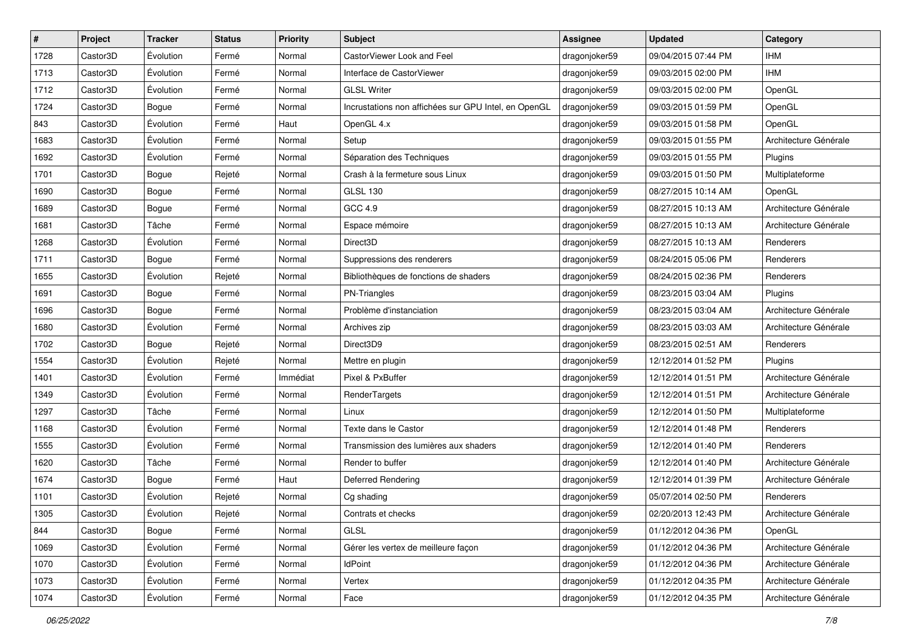| # | Project | Tracker | Status | Priority | Subject | Assignee | Updated | Category |
|---|---|---|---|---|---|---|---|---|
| 1728 | Castor3D | Évolution | Fermé | Normal | CastorViewer Look and Feel | dragonjoker59 | 09/04/2015 07:44 PM | IHM |
| 1713 | Castor3D | Évolution | Fermé | Normal | Interface de CastorViewer | dragonjoker59 | 09/03/2015 02:00 PM | IHM |
| 1712 | Castor3D | Évolution | Fermé | Normal | GLSL Writer | dragonjoker59 | 09/03/2015 02:00 PM | OpenGL |
| 1724 | Castor3D | Bogue | Fermé | Normal | Incrustations non affichées sur GPU Intel, en OpenGL | dragonjoker59 | 09/03/2015 01:59 PM | OpenGL |
| 843 | Castor3D | Évolution | Fermé | Haut | OpenGL 4.x | dragonjoker59 | 09/03/2015 01:58 PM | OpenGL |
| 1683 | Castor3D | Évolution | Fermé | Normal | Setup | dragonjoker59 | 09/03/2015 01:55 PM | Architecture Générale |
| 1692 | Castor3D | Évolution | Fermé | Normal | Séparation des Techniques | dragonjoker59 | 09/03/2015 01:55 PM | Plugins |
| 1701 | Castor3D | Bogue | Rejeté | Normal | Crash à la fermeture sous Linux | dragonjoker59 | 09/03/2015 01:50 PM | Multiplateforme |
| 1690 | Castor3D | Bogue | Fermé | Normal | GLSL 130 | dragonjoker59 | 08/27/2015 10:14 AM | OpenGL |
| 1689 | Castor3D | Bogue | Fermé | Normal | GCC 4.9 | dragonjoker59 | 08/27/2015 10:13 AM | Architecture Générale |
| 1681 | Castor3D | Tâche | Fermé | Normal | Espace mémoire | dragonjoker59 | 08/27/2015 10:13 AM | Architecture Générale |
| 1268 | Castor3D | Évolution | Fermé | Normal | Direct3D | dragonjoker59 | 08/27/2015 10:13 AM | Renderers |
| 1711 | Castor3D | Bogue | Fermé | Normal | Suppressions des renderers | dragonjoker59 | 08/24/2015 05:06 PM | Renderers |
| 1655 | Castor3D | Évolution | Rejeté | Normal | Bibliothèques de fonctions de shaders | dragonjoker59 | 08/24/2015 02:36 PM | Renderers |
| 1691 | Castor3D | Bogue | Fermé | Normal | PN-Triangles | dragonjoker59 | 08/23/2015 03:04 AM | Plugins |
| 1696 | Castor3D | Bogue | Fermé | Normal | Problème d'instanciation | dragonjoker59 | 08/23/2015 03:04 AM | Architecture Générale |
| 1680 | Castor3D | Évolution | Fermé | Normal | Archives zip | dragonjoker59 | 08/23/2015 03:03 AM | Architecture Générale |
| 1702 | Castor3D | Bogue | Rejeté | Normal | Direct3D9 | dragonjoker59 | 08/23/2015 02:51 AM | Renderers |
| 1554 | Castor3D | Évolution | Rejeté | Normal | Mettre en plugin | dragonjoker59 | 12/12/2014 01:52 PM | Plugins |
| 1401 | Castor3D | Évolution | Fermé | Immédiat | Pixel & PxBuffer | dragonjoker59 | 12/12/2014 01:51 PM | Architecture Générale |
| 1349 | Castor3D | Évolution | Fermé | Normal | RenderTargets | dragonjoker59 | 12/12/2014 01:51 PM | Architecture Générale |
| 1297 | Castor3D | Tâche | Fermé | Normal | Linux | dragonjoker59 | 12/12/2014 01:50 PM | Multiplateforme |
| 1168 | Castor3D | Évolution | Fermé | Normal | Texte dans le Castor | dragonjoker59 | 12/12/2014 01:48 PM | Renderers |
| 1555 | Castor3D | Évolution | Fermé | Normal | Transmission des lumières aux shaders | dragonjoker59 | 12/12/2014 01:40 PM | Renderers |
| 1620 | Castor3D | Tâche | Fermé | Normal | Render to buffer | dragonjoker59 | 12/12/2014 01:40 PM | Architecture Générale |
| 1674 | Castor3D | Bogue | Fermé | Haut | Deferred Rendering | dragonjoker59 | 12/12/2014 01:39 PM | Architecture Générale |
| 1101 | Castor3D | Évolution | Rejeté | Normal | Cg shading | dragonjoker59 | 05/07/2014 02:50 PM | Renderers |
| 1305 | Castor3D | Évolution | Rejeté | Normal | Contrats et checks | dragonjoker59 | 02/20/2013 12:43 PM | Architecture Générale |
| 844 | Castor3D | Bogue | Fermé | Normal | GLSL | dragonjoker59 | 01/12/2012 04:36 PM | OpenGL |
| 1069 | Castor3D | Évolution | Fermé | Normal | Gérer les vertex de meilleure façon | dragonjoker59 | 01/12/2012 04:36 PM | Architecture Générale |
| 1070 | Castor3D | Évolution | Fermé | Normal | IdPoint | dragonjoker59 | 01/12/2012 04:36 PM | Architecture Générale |
| 1073 | Castor3D | Évolution | Fermé | Normal | Vertex | dragonjoker59 | 01/12/2012 04:35 PM | Architecture Générale |
| 1074 | Castor3D | Évolution | Fermé | Normal | Face | dragonjoker59 | 01/12/2012 04:35 PM | Architecture Générale |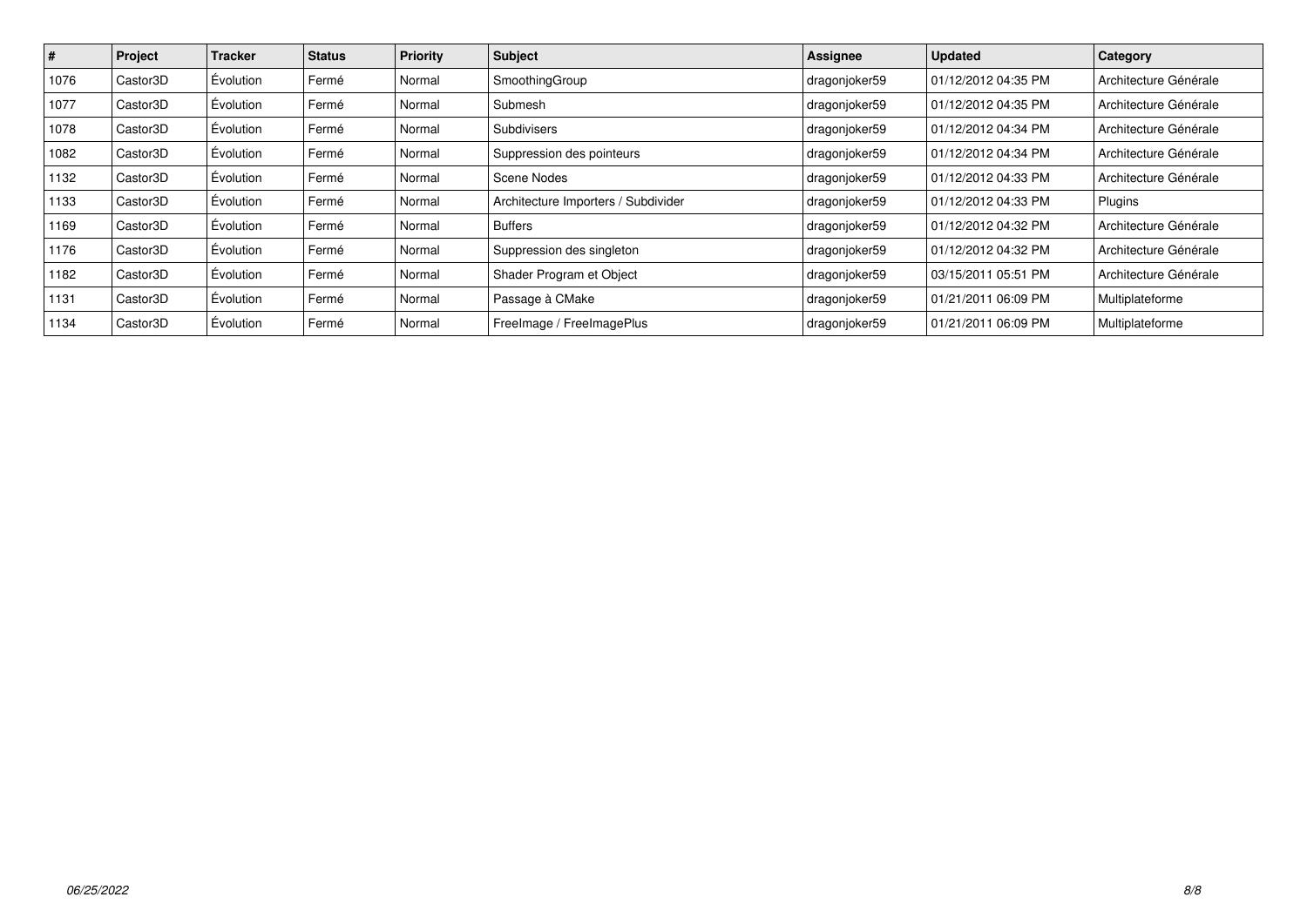| # | Project | Tracker | Status | Priority | Subject | Assignee | Updated | Category |
|---|---|---|---|---|---|---|---|---|
| 1076 | Castor3D | Évolution | Fermé | Normal | SmoothingGroup | dragonjoker59 | 01/12/2012 04:35 PM | Architecture Générale |
| 1077 | Castor3D | Évolution | Fermé | Normal | Submesh | dragonjoker59 | 01/12/2012 04:35 PM | Architecture Générale |
| 1078 | Castor3D | Évolution | Fermé | Normal | Subdivisers | dragonjoker59 | 01/12/2012 04:34 PM | Architecture Générale |
| 1082 | Castor3D | Évolution | Fermé | Normal | Suppression des pointeurs | dragonjoker59 | 01/12/2012 04:34 PM | Architecture Générale |
| 1132 | Castor3D | Évolution | Fermé | Normal | Scene Nodes | dragonjoker59 | 01/12/2012 04:33 PM | Architecture Générale |
| 1133 | Castor3D | Évolution | Fermé | Normal | Architecture Importers / Subdivider | dragonjoker59 | 01/12/2012 04:33 PM | Plugins |
| 1169 | Castor3D | Évolution | Fermé | Normal | Buffers | dragonjoker59 | 01/12/2012 04:32 PM | Architecture Générale |
| 1176 | Castor3D | Évolution | Fermé | Normal | Suppression des singleton | dragonjoker59 | 01/12/2012 04:32 PM | Architecture Générale |
| 1182 | Castor3D | Évolution | Fermé | Normal | Shader Program et Object | dragonjoker59 | 03/15/2011 05:51 PM | Architecture Générale |
| 1131 | Castor3D | Évolution | Fermé | Normal | Passage à CMake | dragonjoker59 | 01/21/2011 06:09 PM | Multiplateforme |
| 1134 | Castor3D | Évolution | Fermé | Normal | FreeImage / FreeImagePlus | dragonjoker59 | 01/21/2011 06:09 PM | Multiplateforme |